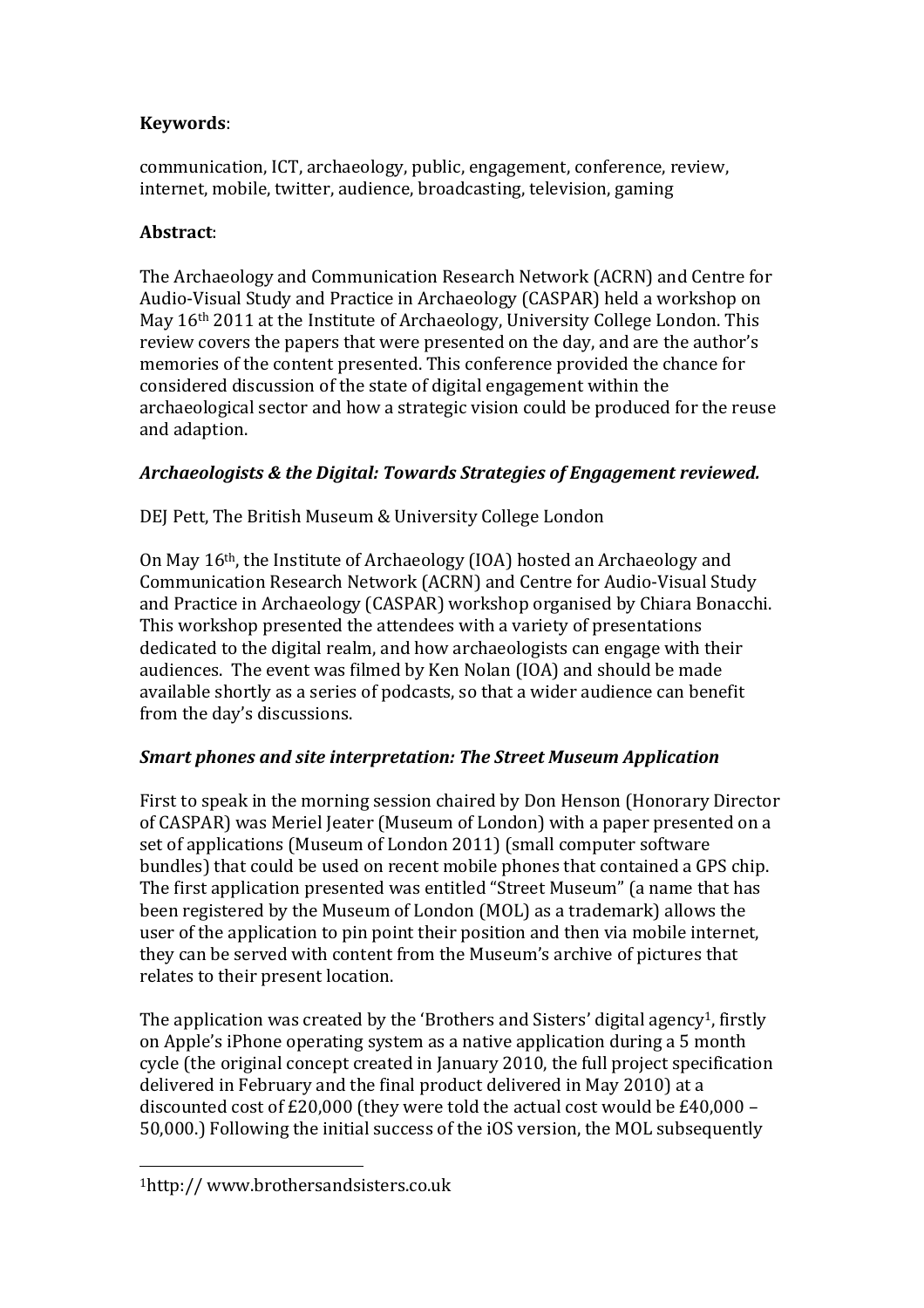**Keywords**:

communication, ICT, archaeology, public, engagement, conference, review, internet, mobile, twitter, audience, broadcasting, television, gaming

**Abstract**:

The Archaeology and Communication Research Network (ACRN) and Centre for Audio-Visual Study and Practice in Archaeology (CASPAR) held a workshop on May 16th 2011 at the Institute of Archaeology, University College London. This review covers the papers that were presented on the day, and are the author's memories of the content presented. This conference provided the chance for considered discussion of the state of digital engagement within the archaeological sector and how a strategic vision could be produced for the reuse and adaption.

### *Archaeologists & the Digital: Towards Strategies of Engagement reviewed.*

DEJ Pett, The British Museum & University College London

On May 16th, the Institute of Archaeology (IOA) hosted an Archaeology and Communication Research Network (ACRN) and Centre for Audio-Visual Study and Practice in Archaeology (CASPAR) workshop organised by Chiara Bonacchi. This workshop presented the attendees with a variety of presentations dedicated to the digital realm, and how archaeologists can engage with their audiences. The event was filmed by Ken Nolan (IOA) and should be made available shortly as a series of podcasts, so that a wider audience can benefit from the day's discussions.

### *Smart phones and site interpretation: The Street Museum Application*

First to speak in the morning session chaired by Don Henson (Honorary Director of CASPAR) was Meriel Jeater (Museum of London) with a paper presented on a set of applications (Museum of London 2011) (small computer software bundles) that could be used on recent mobile phones that contained a GPS chip. The first application presented was entitled "Street Museum" (a name that has been registered by the Museum of London (MOL) as a trademark) allows the user of the application to pin point their position and then via mobile internet, they can be served with content from the Museum's archive of pictures that relates to their present location.

The application was created by the 'Brothers and Sisters' digital agency[1], firstly on Apple's iPhone operating system as a native application during a 5 month cycle (the original concept created in January 2010, the full project specification delivered in February and the final product delivered in May 2010) at a discounted cost of £20,000 (they were told the actual cost would be £40,000 – 50,000.) Following the initial success of the iOS version, the MOL subsequently

[1] http:// www.brothersandsisters.co.uk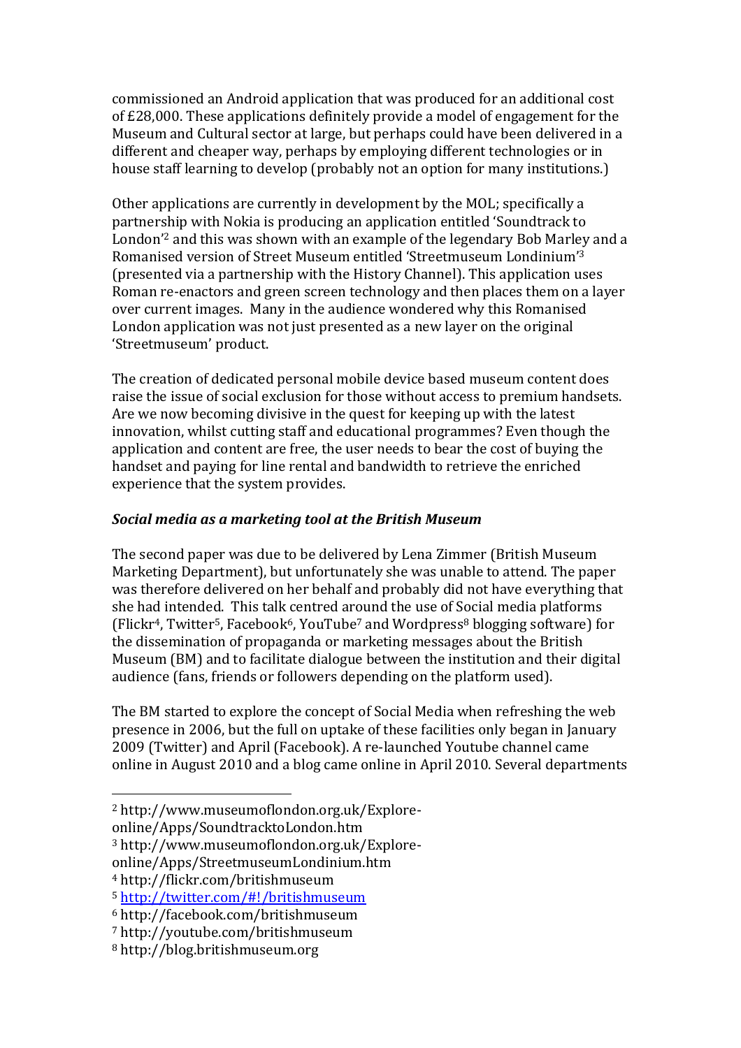commissioned an Android application that was produced for an additional cost of £28,000. These applications definitely provide a model of engagement for the Museum and Cultural sector at large, but perhaps could have been delivered in a different and cheaper way, perhaps by employing different technologies or in house staff learning to develop (probably not an option for many institutions.)

Other applications are currently in development by the MOL; specifically a partnership with Nokia is producing an application entitled 'Soundtrack to London'[2] and this was shown with an example of the legendary Bob Marley and a Romanised version of Street Museum entitled 'Streetmuseum Londinium'[3] (presented via a partnership with the History Channel). This application uses Roman re-enactors and green screen technology and then places them on a layer over current images. Many in the audience wondered why this Romanised London application was not just presented as a new layer on the original 'Streetmuseum' product.

The creation of dedicated personal mobile device based museum content does raise the issue of social exclusion for those without access to premium handsets. Are we now becoming divisive in the quest for keeping up with the latest innovation, whilst cutting staff and educational programmes? Even though the application and content are free, the user needs to bear the cost of buying the handset and paying for line rental and bandwidth to retrieve the enriched experience that the system provides.

### *Social media as a marketing tool at the British Museum*

The second paper was due to be delivered by Lena Zimmer (British Museum Marketing Department), but unfortunately she was unable to attend. The paper was therefore delivered on her behalf and probably did not have everything that she had intended. This talk centred around the use of Social media platforms (Flickr[4], Twitter[5], Facebook[6], YouTube[7] and Wordpress[8] blogging software) for the dissemination of propaganda or marketing messages about the British Museum (BM) and to facilitate dialogue between the institution and their digital audience (fans, friends or followers depending on the platform used).

The BM started to explore the concept of Social Media when refreshing the web presence in 2006, but the full on uptake of these facilities only began in January 2009 (Twitter) and April (Facebook). A re-launched Youtube channel came online in August 2010 and a blog came online in April 2010. Several departments

---

[2] http://www.museumoflondon.org.uk/Explore-online/Apps/SoundtracktoLondon.htm

[3] http://www.museumoflondon.org.uk/Explore-online/Apps/StreetmuseumLondinium.htm

[4] http://flickr.com/britishmuseum

[5] http://twitter.com/#!/britishmuseum

[6] http://facebook.com/britishmuseum

[7] http://youtube.com/britishmuseum

[8] http://blog.britishmuseum.org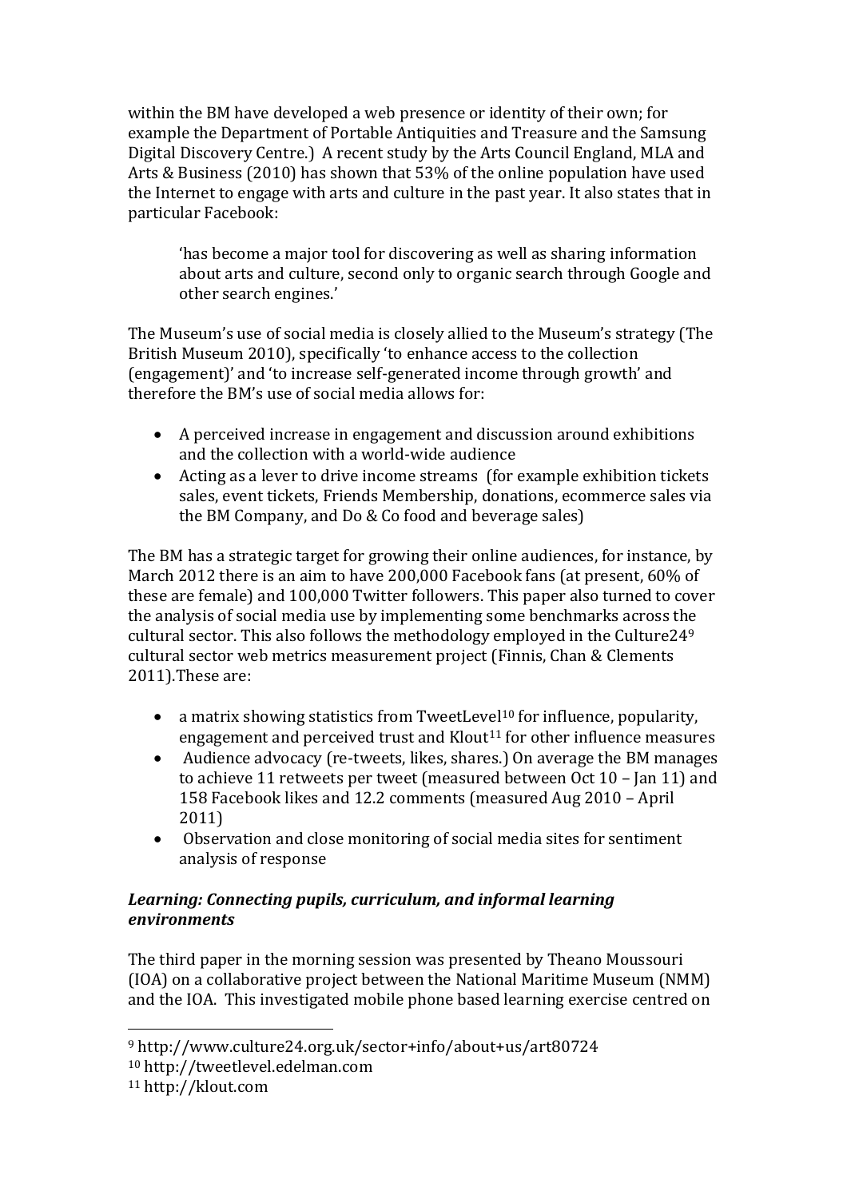within the BM have developed a web presence or identity of their own; for example the Department of Portable Antiquities and Treasure and the Samsung Digital Discovery Centre.) A recent study by the Arts Council England, MLA and Arts & Business (2010) has shown that 53% of the online population have used the Internet to engage with arts and culture in the past year. It also states that in particular Facebook:

> 'has become a major tool for discovering as well as sharing information about arts and culture, second only to organic search through Google and other search engines.'

The Museum's use of social media is closely allied to the Museum's strategy (The British Museum 2010), specifically 'to enhance access to the collection (engagement)' and 'to increase self-generated income through growth' and therefore the BM's use of social media allows for:

- A perceived increase in engagement and discussion around exhibitions and the collection with a world-wide audience
- Acting as a lever to drive income streams (for example exhibition tickets sales, event tickets, Friends Membership, donations, ecommerce sales via the BM Company, and Do & Co food and beverage sales)

The BM has a strategic target for growing their online audiences, for instance, by March 2012 there is an aim to have 200,000 Facebook fans (at present, 60% of these are female) and 100,000 Twitter followers. This paper also turned to cover the analysis of social media use by implementing some benchmarks across the cultural sector. This also follows the methodology employed in the Culture24[9] cultural sector web metrics measurement project (Finnis, Chan & Clements 2011).These are:

- a matrix showing statistics from TweetLevel[10] for influence, popularity, engagement and perceived trust and Klout[11] for other influence measures
- Audience advocacy (re-tweets, likes, shares.) On average the BM manages to achieve 11 retweets per tweet (measured between Oct 10 – Jan 11) and 158 Facebook likes and 12.2 comments (measured Aug 2010 – April 2011)
- Observation and close monitoring of social media sites for sentiment analysis of response

### *Learning: Connecting pupils, curriculum, and informal learning environments*

The third paper in the morning session was presented by Theano Moussouri (IOA) on a collaborative project between the National Maritime Museum (NMM) and the IOA. This investigated mobile phone based learning exercise centred on

---

[9] http://www.culture24.org.uk/sector+info/about+us/art80724

[10] http://tweetlevel.edelman.com

[11] http://klout.com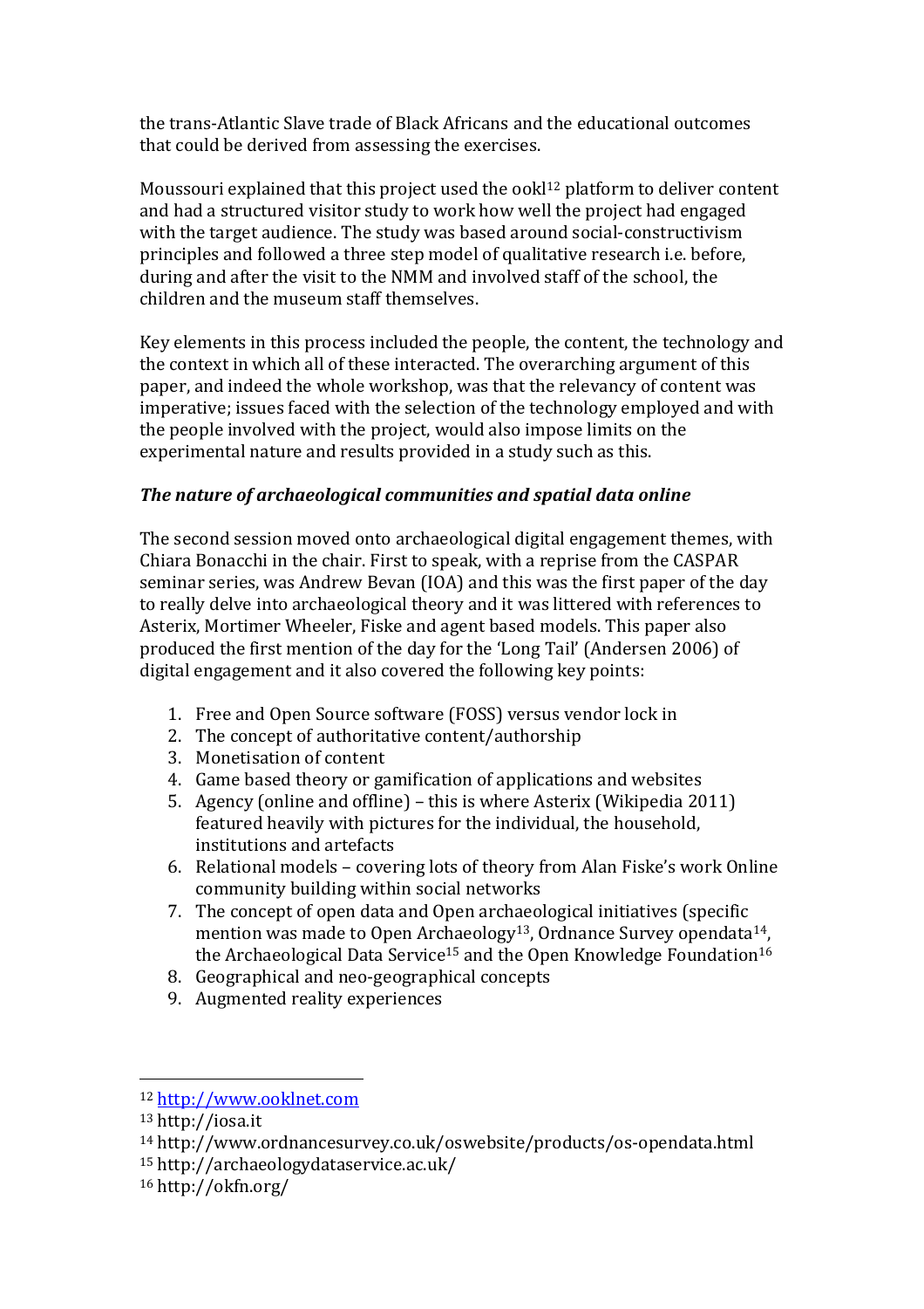the trans-Atlantic Slave trade of Black Africans and the educational outcomes that could be derived from assessing the exercises.

Moussouri explained that this project used the ookl[12] platform to deliver content and had a structured visitor study to work how well the project had engaged with the target audience. The study was based around social-constructivism principles and followed a three step model of qualitative research i.e. before, during and after the visit to the NMM and involved staff of the school, the children and the museum staff themselves.

Key elements in this process included the people, the content, the technology and the context in which all of these interacted. The overarching argument of this paper, and indeed the whole workshop, was that the relevancy of content was imperative; issues faced with the selection of the technology employed and with the people involved with the project, would also impose limits on the experimental nature and results provided in a study such as this.

### *The nature of archaeological communities and spatial data online*

The second session moved onto archaeological digital engagement themes, with Chiara Bonacchi in the chair. First to speak, with a reprise from the CASPAR seminar series, was Andrew Bevan (IOA) and this was the first paper of the day to really delve into archaeological theory and it was littered with references to Asterix, Mortimer Wheeler, Fiske and agent based models. This paper also produced the first mention of the day for the 'Long Tail' (Andersen 2006) of digital engagement and it also covered the following key points:

1. Free and Open Source software (FOSS) versus vendor lock in
2. The concept of authoritative content/authorship
3. Monetisation of content
4. Game based theory or gamification of applications and websites
5. Agency (online and offline) – this is where Asterix (Wikipedia 2011) featured heavily with pictures for the individual, the household, institutions and artefacts
6. Relational models – covering lots of theory from Alan Fiske's work Online community building within social networks
7. The concept of open data and Open archaeological initiatives (specific mention was made to Open Archaeology[13], Ordnance Survey opendata[14], the Archaeological Data Service[15] and the Open Knowledge Foundation[16]
8. Geographical and neo-geographical concepts
9. Augmented reality experiences

---

[12] http://www.ooklnet.com

[13] http://iosa.it

[14] http://www.ordnancesurvey.co.uk/oswebsite/products/os-opendata.html

[15] http://archaeologydataservice.ac.uk/

[16] http://okfn.org/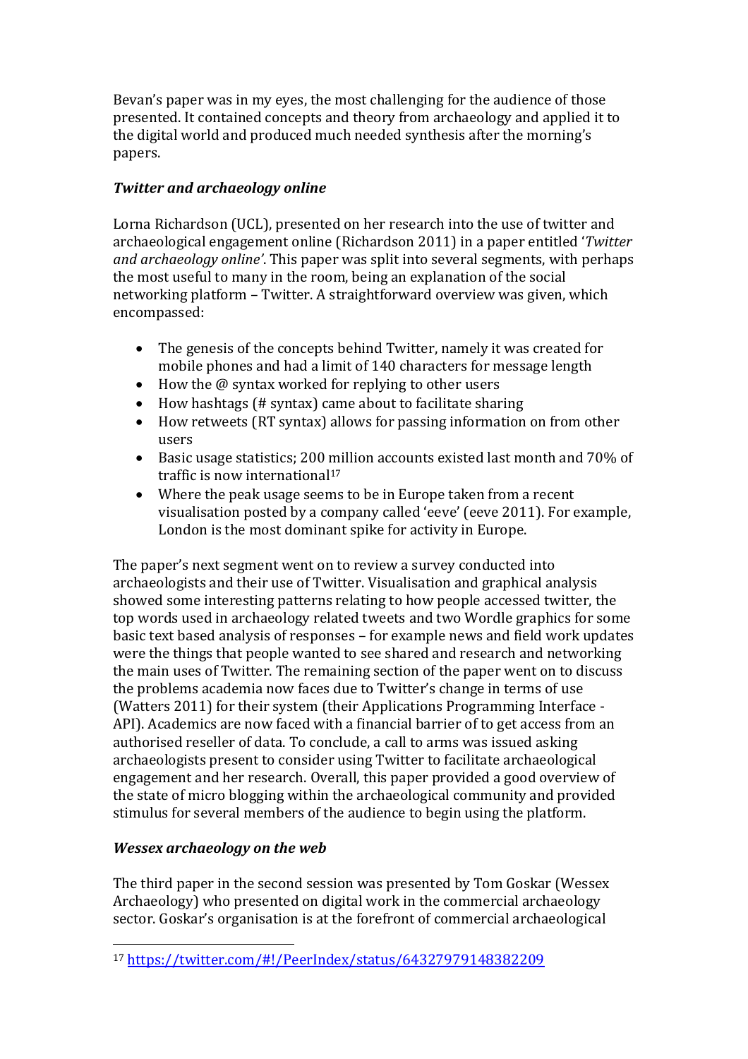Bevan's paper was in my eyes, the most challenging for the audience of those presented. It contained concepts and theory from archaeology and applied it to the digital world and produced much needed synthesis after the morning's papers.

### *Twitter and archaeology online*

Lorna Richardson (UCL), presented on her research into the use of twitter and archaeological engagement online (Richardson 2011) in a paper entitled '*Twitter and archaeology online*'. This paper was split into several segments, with perhaps the most useful to many in the room, being an explanation of the social networking platform – Twitter. A straightforward overview was given, which encompassed:

- The genesis of the concepts behind Twitter, namely it was created for mobile phones and had a limit of 140 characters for message length
- How the @ syntax worked for replying to other users
- How hashtags (# syntax) came about to facilitate sharing
- How retweets (RT syntax) allows for passing information on from other users
- Basic usage statistics; 200 million accounts existed last month and 70% of traffic is now international[17]
- Where the peak usage seems to be in Europe taken from a recent visualisation posted by a company called 'eeve' (eeve 2011). For example, London is the most dominant spike for activity in Europe.

The paper's next segment went on to review a survey conducted into archaeologists and their use of Twitter. Visualisation and graphical analysis showed some interesting patterns relating to how people accessed twitter, the top words used in archaeology related tweets and two Wordle graphics for some basic text based analysis of responses – for example news and field work updates were the things that people wanted to see shared and research and networking the main uses of Twitter. The remaining section of the paper went on to discuss the problems academia now faces due to Twitter's change in terms of use (Watters 2011) for their system (their Applications Programming Interface - API). Academics are now faced with a financial barrier of to get access from an authorised reseller of data. To conclude, a call to arms was issued asking archaeologists present to consider using Twitter to facilitate archaeological engagement and her research. Overall, this paper provided a good overview of the state of micro blogging within the archaeological community and provided stimulus for several members of the audience to begin using the platform.

### *Wessex archaeology on the web*

The third paper in the second session was presented by Tom Goskar (Wessex Archaeology) who presented on digital work in the commercial archaeology sector. Goskar's organisation is at the forefront of commercial archaeological

---

[17] https://twitter.com/#!/PeerIndex/status/64327979148382209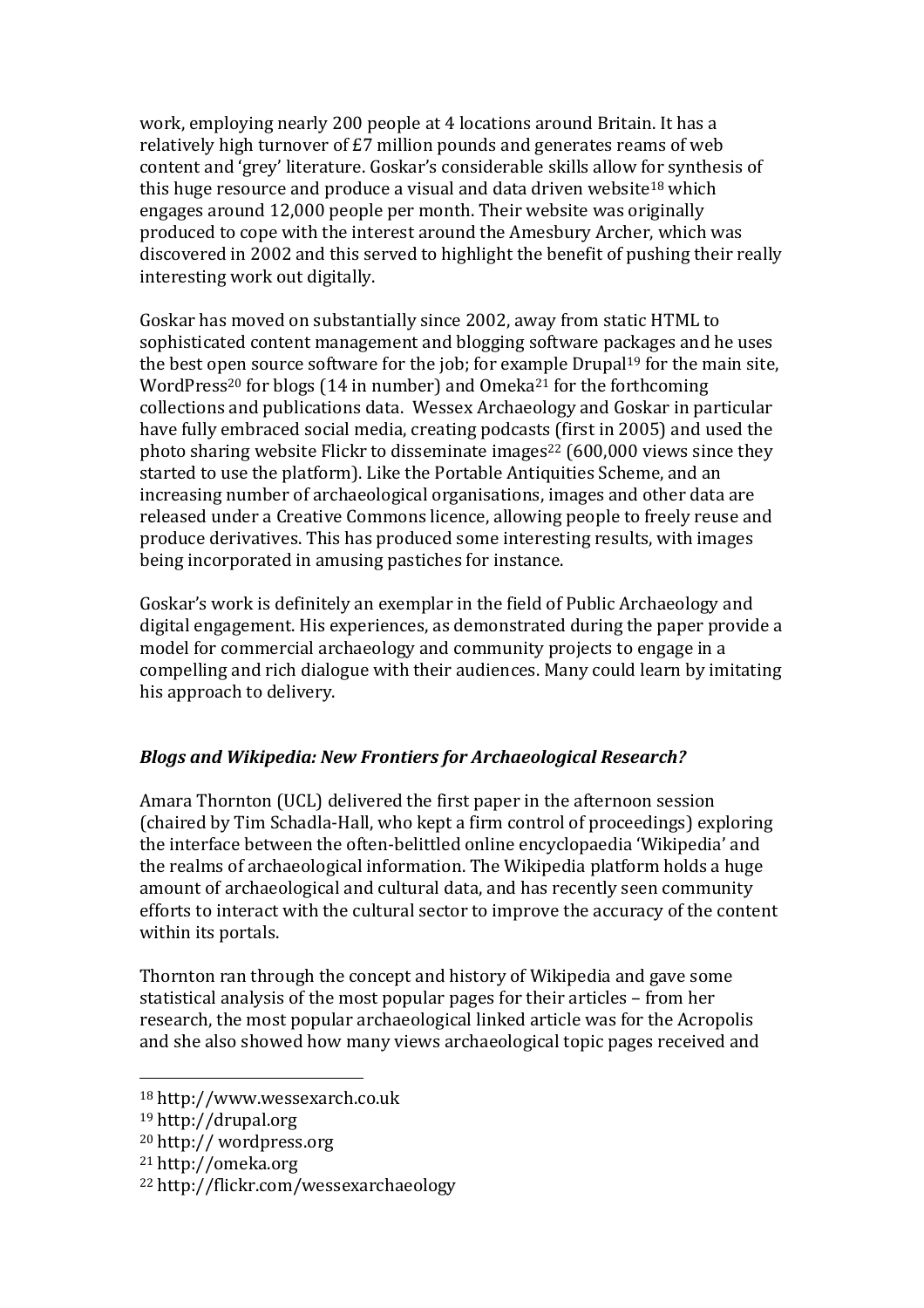work, employing nearly 200 people at 4 locations around Britain. It has a relatively high turnover of £7 million pounds and generates reams of web content and 'grey' literature. Goskar's considerable skills allow for synthesis of this huge resource and produce a visual and data driven website[18] which engages around 12,000 people per month. Their website was originally produced to cope with the interest around the Amesbury Archer, which was discovered in 2002 and this served to highlight the benefit of pushing their really interesting work out digitally.

Goskar has moved on substantially since 2002, away from static HTML to sophisticated content management and blogging software packages and he uses the best open source software for the job; for example Drupal[19] for the main site, WordPress[20] for blogs (14 in number) and Omeka[21] for the forthcoming collections and publications data. Wessex Archaeology and Goskar in particular have fully embraced social media, creating podcasts (first in 2005) and used the photo sharing website Flickr to disseminate images[22] (600,000 views since they started to use the platform). Like the Portable Antiquities Scheme, and an increasing number of archaeological organisations, images and other data are released under a Creative Commons licence, allowing people to freely reuse and produce derivatives. This has produced some interesting results, with images being incorporated in amusing pastiches for instance.

Goskar's work is definitely an exemplar in the field of Public Archaeology and digital engagement. His experiences, as demonstrated during the paper provide a model for commercial archaeology and community projects to engage in a compelling and rich dialogue with their audiences. Many could learn by imitating his approach to delivery.

### *Blogs and Wikipedia: New Frontiers for Archaeological Research?*

Amara Thornton (UCL) delivered the first paper in the afternoon session (chaired by Tim Schadla-Hall, who kept a firm control of proceedings) exploring the interface between the often-belittled online encyclopaedia 'Wikipedia' and the realms of archaeological information. The Wikipedia platform holds a huge amount of archaeological and cultural data, and has recently seen community efforts to interact with the cultural sector to improve the accuracy of the content within its portals.

Thornton ran through the concept and history of Wikipedia and gave some statistical analysis of the most popular pages for their articles – from her research, the most popular archaeological linked article was for the Acropolis and she also showed how many views archaeological topic pages received and

---

[18] http://www.wessexarch.co.uk

[19] http://drupal.org

[20] http:// wordpress.org

[21] http://omeka.org

[22] http://flickr.com/wessexarchaeology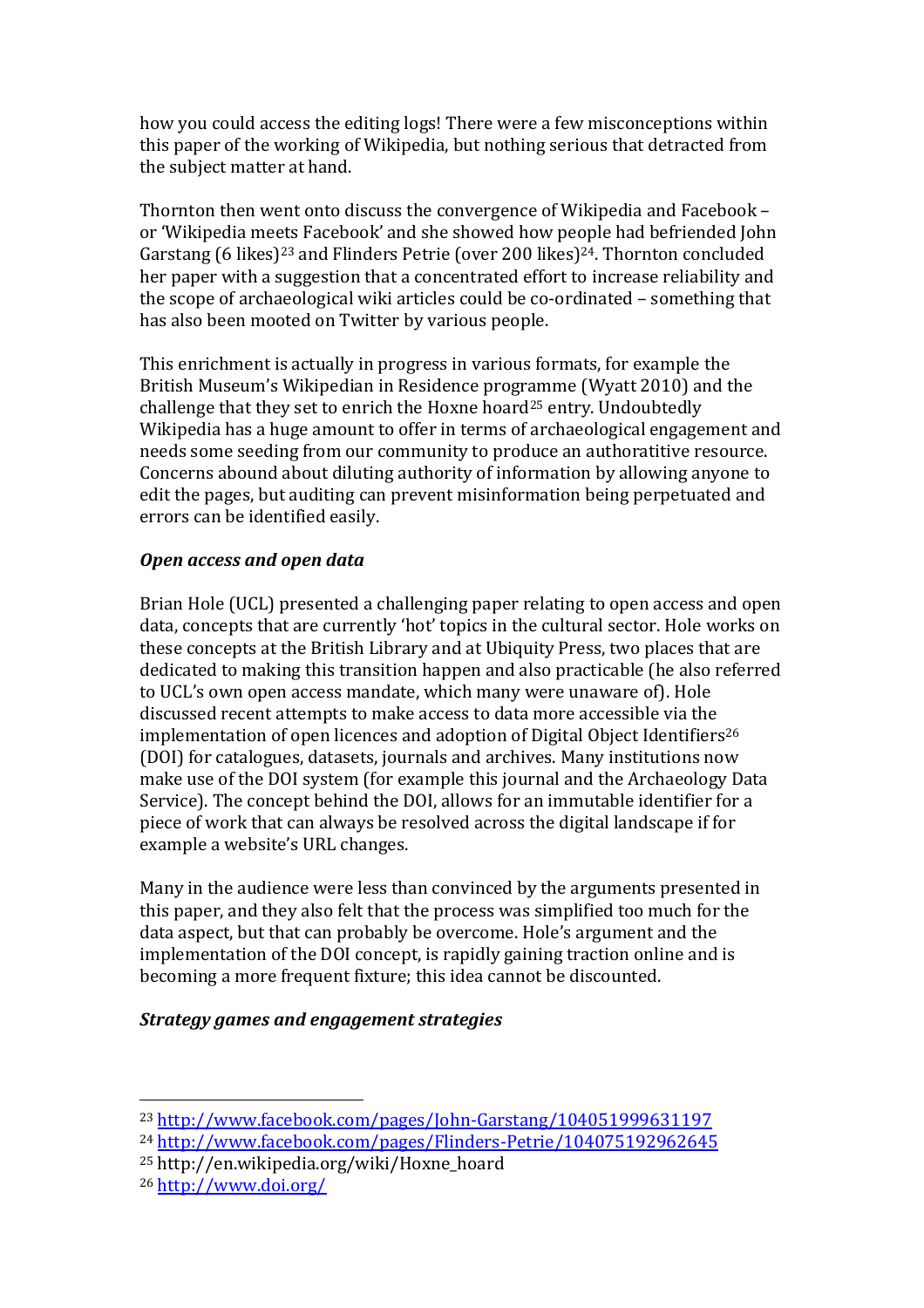how you could access the editing logs! There were a few misconceptions within this paper of the working of Wikipedia, but nothing serious that detracted from the subject matter at hand.

Thornton then went onto discuss the convergence of Wikipedia and Facebook – or 'Wikipedia meets Facebook' and she showed how people had befriended John Garstang (6 likes)[23] and Flinders Petrie (over 200 likes)[24]. Thornton concluded her paper with a suggestion that a concentrated effort to increase reliability and the scope of archaeological wiki articles could be co-ordinated – something that has also been mooted on Twitter by various people.

This enrichment is actually in progress in various formats, for example the British Museum's Wikipedian in Residence programme (Wyatt 2010) and the challenge that they set to enrich the Hoxne hoard[25] entry. Undoubtedly Wikipedia has a huge amount to offer in terms of archaeological engagement and needs some seeding from our community to produce an authoratitive resource. Concerns abound about diluting authority of information by allowing anyone to edit the pages, but auditing can prevent misinformation being perpetuated and errors can be identified easily.

### *Open access and open data*

Brian Hole (UCL) presented a challenging paper relating to open access and open data, concepts that are currently 'hot' topics in the cultural sector. Hole works on these concepts at the British Library and at Ubiquity Press, two places that are dedicated to making this transition happen and also practicable (he also referred to UCL's own open access mandate, which many were unaware of). Hole discussed recent attempts to make access to data more accessible via the implementation of open licences and adoption of Digital Object Identifiers[26] (DOI) for catalogues, datasets, journals and archives. Many institutions now make use of the DOI system (for example this journal and the Archaeology Data Service). The concept behind the DOI, allows for an immutable identifier for a piece of work that can always be resolved across the digital landscape if for example a website's URL changes.

Many in the audience were less than convinced by the arguments presented in this paper, and they also felt that the process was simplified too much for the data aspect, but that can probably be overcome. Hole's argument and the implementation of the DOI concept, is rapidly gaining traction online and is becoming a more frequent fixture; this idea cannot be discounted.

### *Strategy games and engagement strategies*

---

[23] http://www.facebook.com/pages/John-Garstang/104051999631197

[24] http://www.facebook.com/pages/Flinders-Petrie/104075192962645

[25] http://en.wikipedia.org/wiki/Hoxne_hoard

[26] http://www.doi.org/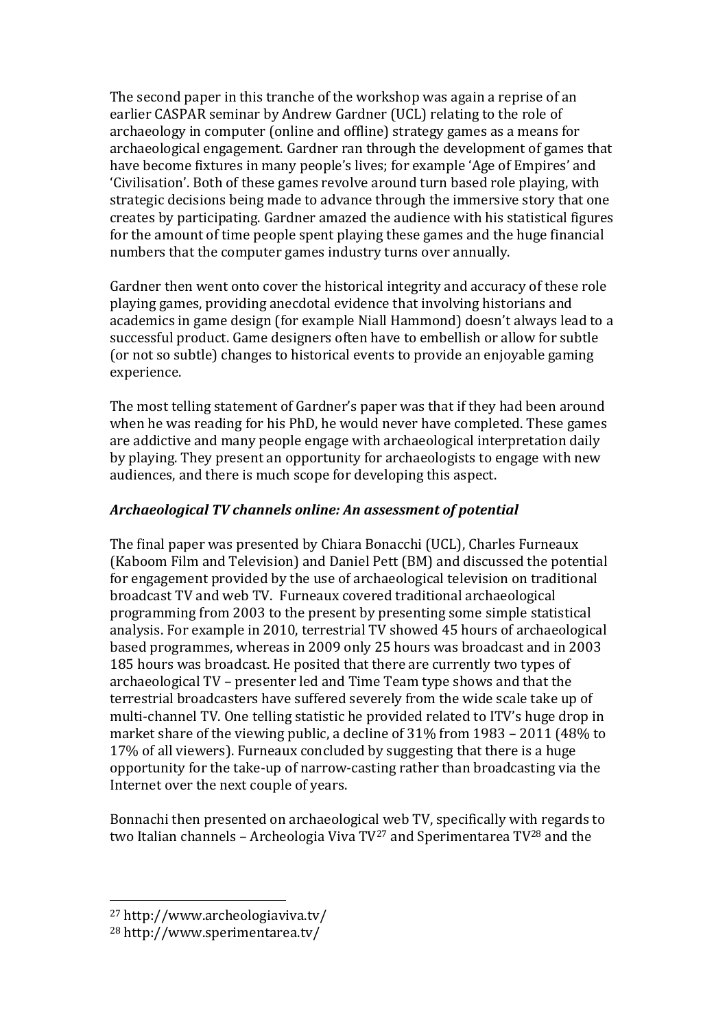The second paper in this tranche of the workshop was again a reprise of an earlier CASPAR seminar by Andrew Gardner (UCL) relating to the role of archaeology in computer (online and offline) strategy games as a means for archaeological engagement. Gardner ran through the development of games that have become fixtures in many people's lives; for example 'Age of Empires' and 'Civilisation'. Both of these games revolve around turn based role playing, with strategic decisions being made to advance through the immersive story that one creates by participating. Gardner amazed the audience with his statistical figures for the amount of time people spent playing these games and the huge financial numbers that the computer games industry turns over annually.

Gardner then went onto cover the historical integrity and accuracy of these role playing games, providing anecdotal evidence that involving historians and academics in game design (for example Niall Hammond) doesn't always lead to a successful product. Game designers often have to embellish or allow for subtle (or not so subtle) changes to historical events to provide an enjoyable gaming experience.

The most telling statement of Gardner's paper was that if they had been around when he was reading for his PhD, he would never have completed. These games are addictive and many people engage with archaeological interpretation daily by playing. They present an opportunity for archaeologists to engage with new audiences, and there is much scope for developing this aspect.

### *Archaeological TV channels online: An assessment of potential*

The final paper was presented by Chiara Bonacchi (UCL), Charles Furneaux (Kaboom Film and Television) and Daniel Pett (BM) and discussed the potential for engagement provided by the use of archaeological television on traditional broadcast TV and web TV. Furneaux covered traditional archaeological programming from 2003 to the present by presenting some simple statistical analysis. For example in 2010, terrestrial TV showed 45 hours of archaeological based programmes, whereas in 2009 only 25 hours was broadcast and in 2003 185 hours was broadcast. He posited that there are currently two types of archaeological TV – presenter led and Time Team type shows and that the terrestrial broadcasters have suffered severely from the wide scale take up of multi-channel TV. One telling statistic he provided related to ITV's huge drop in market share of the viewing public, a decline of 31% from 1983 – 2011 (48% to 17% of all viewers). Furneaux concluded by suggesting that there is a huge opportunity for the take-up of narrow-casting rather than broadcasting via the Internet over the next couple of years.

Bonnachi then presented on archaeological web TV, specifically with regards to two Italian channels – Archeologia Viva TV[27] and Sperimentarea TV[28] and the

---

[27] http://www.archeologiaviva.tv/

[28] http://www.sperimentarea.tv/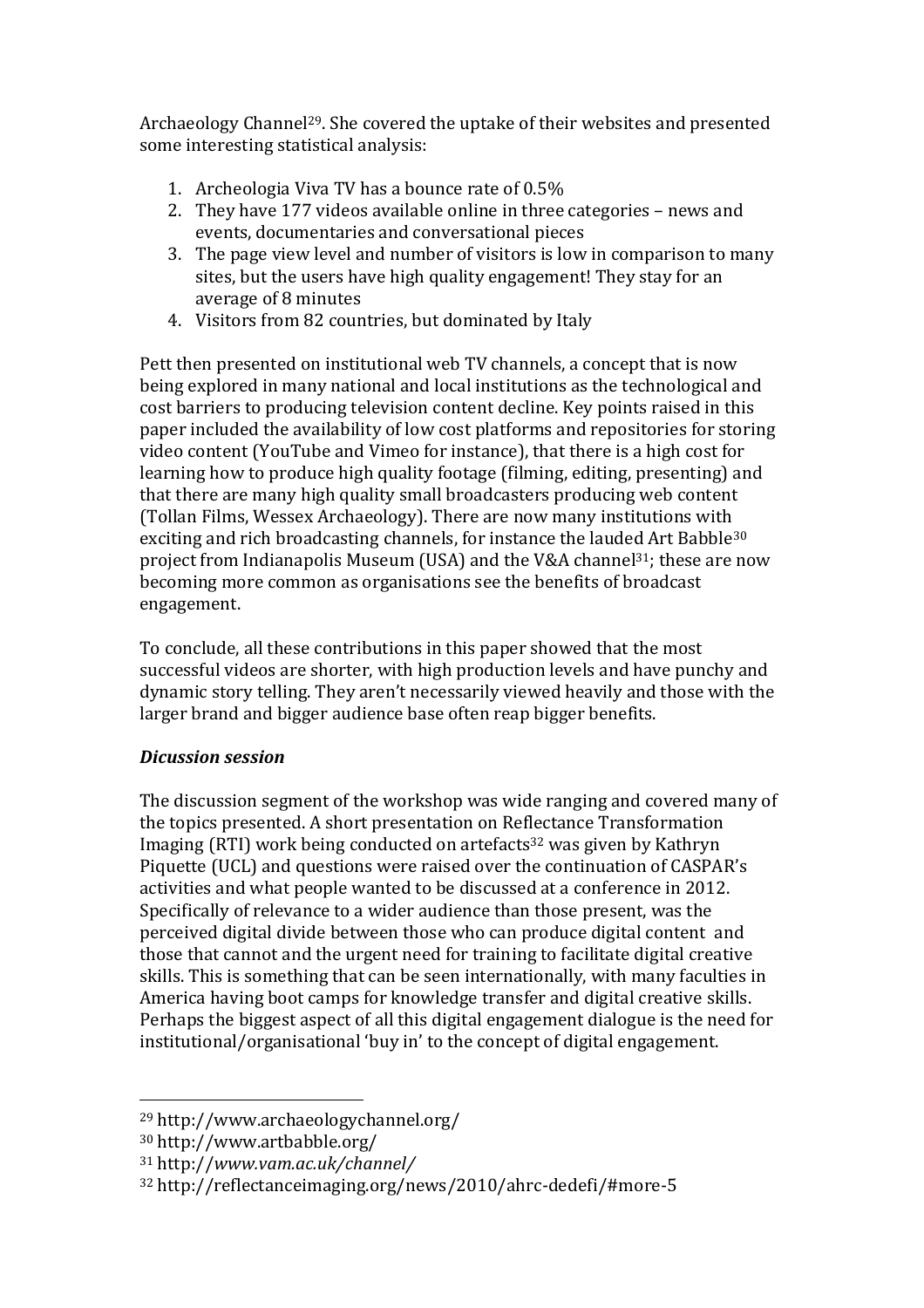Archaeology Channel[29]. She covered the uptake of their websites and presented some interesting statistical analysis:

1. Archeologia Viva TV has a bounce rate of 0.5%
2. They have 177 videos available online in three categories – news and events, documentaries and conversational pieces
3. The page view level and number of visitors is low in comparison to many sites, but the users have high quality engagement! They stay for an average of 8 minutes
4. Visitors from 82 countries, but dominated by Italy

Pett then presented on institutional web TV channels, a concept that is now being explored in many national and local institutions as the technological and cost barriers to producing television content decline. Key points raised in this paper included the availability of low cost platforms and repositories for storing video content (YouTube and Vimeo for instance), that there is a high cost for learning how to produce high quality footage (filming, editing, presenting) and that there are many high quality small broadcasters producing web content (Tollan Films, Wessex Archaeology). There are now many institutions with exciting and rich broadcasting channels, for instance the lauded Art Babble[30] project from Indianapolis Museum (USA) and the V&A channel[31]; these are now becoming more common as organisations see the benefits of broadcast engagement.

To conclude, all these contributions in this paper showed that the most successful videos are shorter, with high production levels and have punchy and dynamic story telling. They aren't necessarily viewed heavily and those with the larger brand and bigger audience base often reap bigger benefits.

***Dicussion session***

The discussion segment of the workshop was wide ranging and covered many of the topics presented. A short presentation on Reflectance Transformation Imaging (RTI) work being conducted on artefacts[32] was given by Kathryn Piquette (UCL) and questions were raised over the continuation of CASPAR's activities and what people wanted to be discussed at a conference in 2012. Specifically of relevance to a wider audience than those present, was the perceived digital divide between those who can produce digital content and those that cannot and the urgent need for training to facilitate digital creative skills. This is something that can be seen internationally, with many faculties in America having boot camps for knowledge transfer and digital creative skills. Perhaps the biggest aspect of all this digital engagement dialogue is the need for institutional/organisational 'buy in' to the concept of digital engagement.

---

[29] http://www.archaeologychannel.org/

[30] http://www.artbabble.org/

[31] http://*www.vam.ac.uk/channel/*

[32] http://reflectanceimaging.org/news/2010/ahrc-dedefi/#more-5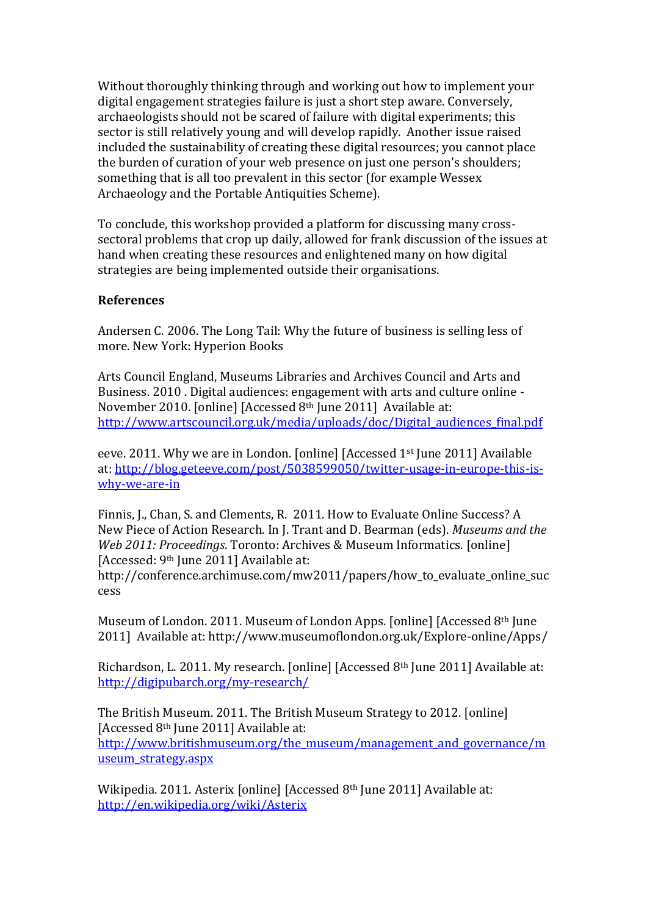Without thoroughly thinking through and working out how to implement your digital engagement strategies failure is just a short step aware. Conversely, archaeologists should not be scared of failure with digital experiments; this sector is still relatively young and will develop rapidly. Another issue raised included the sustainability of creating these digital resources; you cannot place the burden of curation of your web presence on just one person's shoulders; something that is all too prevalent in this sector (for example Wessex Archaeology and the Portable Antiquities Scheme).

To conclude, this workshop provided a platform for discussing many cross-sectoral problems that crop up daily, allowed for frank discussion of the issues at hand when creating these resources and enlightened many on how digital strategies are being implemented outside their organisations.

**References**

Andersen C. 2006. The Long Tail: Why the future of business is selling less of more. New York: Hyperion Books

Arts Council England, Museums Libraries and Archives Council and Arts and Business. 2010 . Digital audiences: engagement with arts and culture online - November 2010. [online] [Accessed 8th June 2011] Available at: http://www.artscouncil.org.uk/media/uploads/doc/Digital_audiences_final.pdf

eeve. 2011. Why we are in London. [online] [Accessed 1st June 2011] Available at: http://blog.geteeve.com/post/5038599050/twitter-usage-in-europe-this-is-why-we-are-in

Finnis, J., Chan, S. and Clements, R. 2011. How to Evaluate Online Success? A New Piece of Action Research. In J. Trant and D. Bearman (eds). *Museums and the Web 2011: Proceedings*. Toronto: Archives & Museum Informatics. [online] [Accessed: 9th June 2011] Available at: http://conference.archimuse.com/mw2011/papers/how_to_evaluate_online_success

Museum of London. 2011. Museum of London Apps. [online] [Accessed 8th June 2011] Available at: http://www.museumoflondon.org.uk/Explore-online/Apps/

Richardson, L. 2011. My research. [online] [Accessed 8th June 2011] Available at: http://digipubarch.org/my-research/

The British Museum. 2011. The British Museum Strategy to 2012. [online] [Accessed 8th June 2011] Available at: http://www.britishmuseum.org/the_museum/management_and_governance/museum_strategy.aspx

Wikipedia. 2011. Asterix [online] [Accessed 8th June 2011] Available at: http://en.wikipedia.org/wiki/Asterix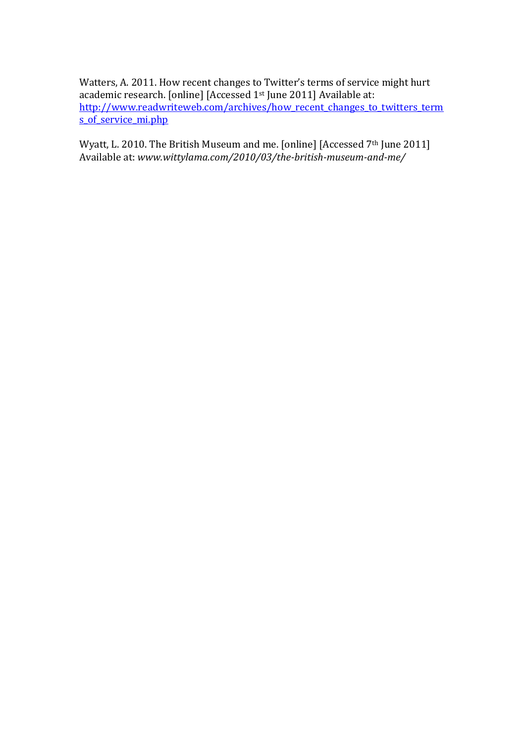Watters, A. 2011. How recent changes to Twitter's terms of service might hurt academic research. [online] [Accessed 1st June 2011] Available at: http://www.readwriteweb.com/archives/how_recent_changes_to_twitters_terms_of_service_mi.php

Wyatt, L. 2010. The British Museum and me. [online] [Accessed 7th June 2011] Available at: *www.wittylama.com/2010/03/the-british-museum-and-me/*